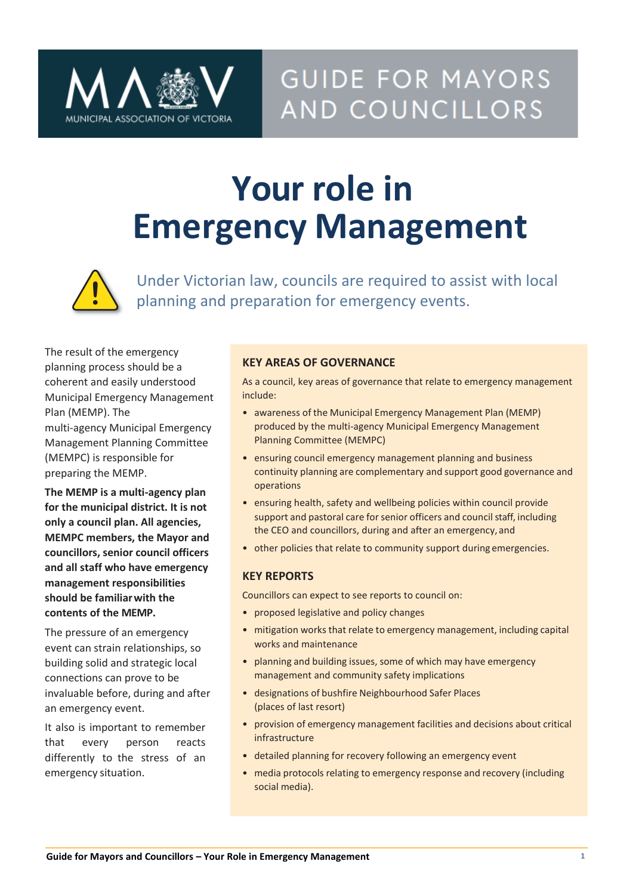MUNICIPAL ASSOCIATION OF VICTORIA

GUIDE FOR MAYORS AND COUNCILLORS

# Your role in Emergency Management

Under Victorian law, councils are required to assist with local planning and preparation for emergency events.

The result of the emergency planning process should be a coherent and easily understood Municipal Emergency Management Plan (MEMP). The multi-agency Municipal Emergency Management Planning Committee (MEMPC) is responsible for preparing the MEMP.

**The MEMP is a multi-agency plan for the municipal district. It is not only a council plan. All agencies, MEMPC members, the Mayor and councillors, senior council officers and all staff who have emergency management responsibilities should be familiar with the contents of the MEMP.**

The pressure of an emergency event can strain relationships, so building solid and strategic local connections can prove to be invaluable before, during and after an emergency event.

It also is important to remember that every person reacts differently to the stress of an emergency situation.

## KEY AREAS OF GOVERNANCE

As a council, key areas of governance that relate to emergency management include:

- awareness of the Municipal Emergency Management Plan (MEMP) produced by the multi-agency Municipal Emergency Management Planning Committee (MEMPC)
- ensuring council emergency management planning and business continuity planning are complementary and support good governance and operations
- ensuring health, safety and wellbeing policies within council provide support and pastoral care for senior officers and council staff, including the CEO and councillors, during and after an emergency, and
- other policies that relate to community support during emergencies.

## KEY REPORTS

Councillors can expect to see reports to council on:

- proposed legislative and policy changes
- mitigation works that relate to emergency management, including capital works and maintenance
- planning and building issues, some of which may have emergency management and community safety implications
- designations of bushfire Neighbourhood Safer Places (places of last resort)
- provision of emergency management facilities and decisions about critical infrastructure
- detailed planning for recovery following an emergency event
- media protocols relating to emergency response and recovery (including social media).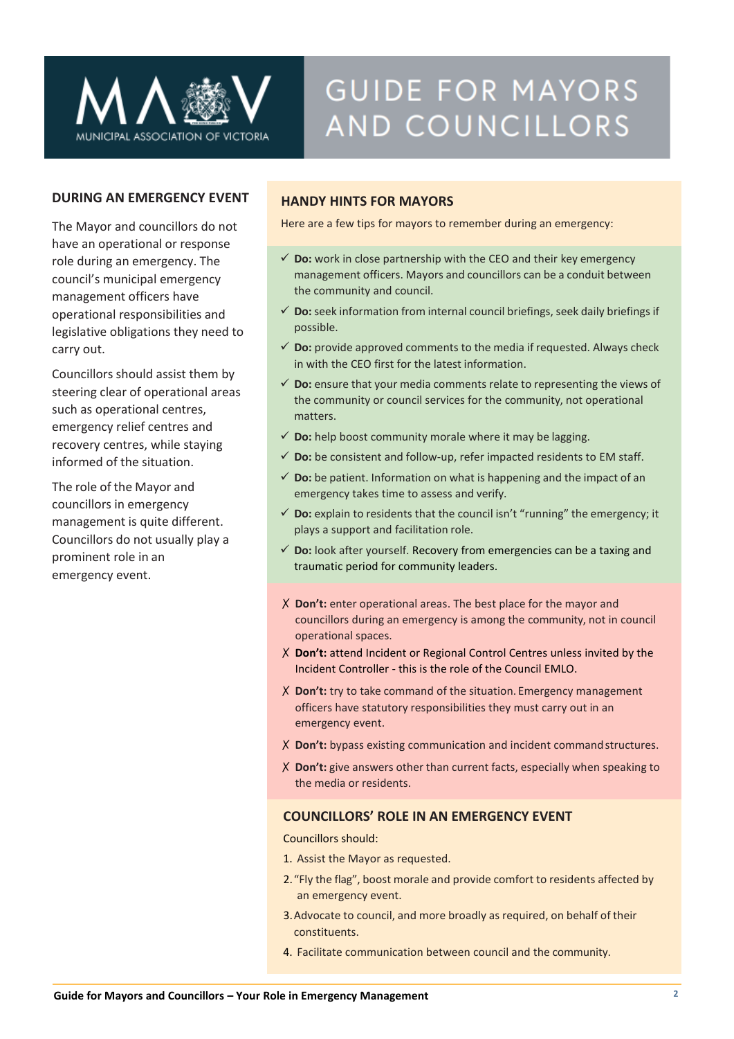# GUIDE FOR MAYORS AND COUNCILLORS

## DURING AN EMERGENCY EVENT

The Mayor and councillors do not have an operational or response role during an emergency. The council's municipal emergency management officers have operational responsibilities and legislative obligations they need to carry out.

Councillors should assist them by steering clear of operational areas such as operational centres, emergency relief centres and recovery centres, while staying informed of the situation.

The role of the Mayor and councillors in emergency management is quite different. Councillors do not usually play a prominent role in an emergency event.

## HANDY HINTS FOR MAYORS

Here are a few tips for mayors to remember during an emergency:

- ✓ **Do:** work in close partnership with the CEO and their key emergency management officers. Mayors and councillors can be a conduit between the community and council.
- ✓ **Do:** seek information from internal council briefings, seek daily briefings if possible.
- ✓ **Do:** provide approved comments to the media if requested. Always check in with the CEO first for the latest information.
- ✓ **Do:** ensure that your media comments relate to representing the views of the community or council services for the community, not operational matters.
- ✓ **Do:** help boost community morale where it may be lagging.
- ✓ **Do:** be consistent and follow-up, refer impacted residents to EM staff.
- ✓ **Do:** be patient. Information on what is happening and the impact of an emergency takes time to assess and verify.
- ✓ **Do:** explain to residents that the council isn't "running" the emergency; it plays a support and facilitation role.
- ✓ **Do:** look after yourself. Recovery from emergencies can be a taxing and traumatic period for community leaders.

- ✗ **Don't:** enter operational areas. The best place for the mayor and councillors during an emergency is among the community, not in council operational spaces.
- ✗ **Don't:** attend Incident or Regional Control Centres unless invited by the Incident Controller - this is the role of the Council EMLO.
- ✗ **Don't:** try to take command of the situation. Emergency management officers have statutory responsibilities they must carry out in an emergency event.
- ✗ **Don't:** bypass existing communication and incident command structures.
- ✗ **Don't:** give answers other than current facts, especially when speaking to the media or residents.

## COUNCILLORS' ROLE IN AN EMERGENCY EVENT

Councillors should:

1. Assist the Mayor as requested.
2. "Fly the flag", boost morale and provide comfort to residents affected by an emergency event.
3. Advocate to council, and more broadly as required, on behalf of their constituents.
4. Facilitate communication between council and the community.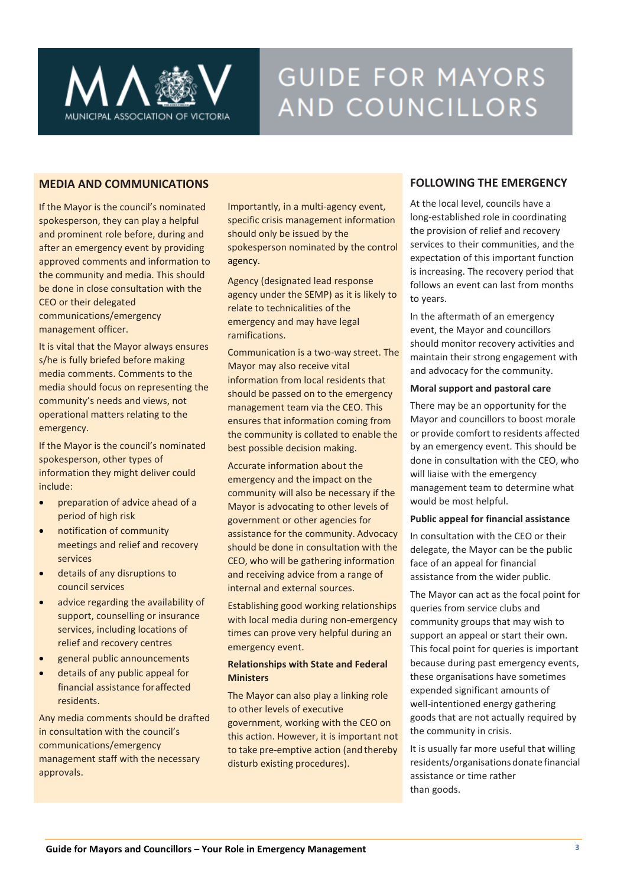## MEDIA AND COMMUNICATIONS

If the Mayor is the council's nominated spokesperson, they can play a helpful and prominent role before, during and after an emergency event by providing approved comments and information to the community and media. This should be done in close consultation with the CEO or their delegated communications/emergency management officer.

It is vital that the Mayor always ensures s/he is fully briefed before making media comments. Comments to the media should focus on representing the community's needs and views, not operational matters relating to the emergency.

If the Mayor is the council's nominated spokesperson, other types of information they might deliver could include:

- preparation of advice ahead of a period of high risk
- notification of community meetings and relief and recovery services
- details of any disruptions to council services
- advice regarding the availability of support, counselling or insurance services, including locations of relief and recovery centres
- general public announcements
- details of any public appeal for financial assistance for affected residents.

Any media comments should be drafted in consultation with the council's communications/emergency management staff with the necessary approvals.

Importantly, in a multi-agency event, specific crisis management information should only be issued by the spokesperson nominated by the control agency.

Agency (designated lead response agency under the SEMP) as it is likely to relate to technicalities of the emergency and may have legal ramifications.

Communication is a two-way street. The Mayor may also receive vital information from local residents that should be passed on to the emergency management team via the CEO. This ensures that information coming from the community is collated to enable the best possible decision making.

Accurate information about the emergency and the impact on the community will also be necessary if the Mayor is advocating to other levels of government or other agencies for assistance for the community. Advocacy should be done in consultation with the CEO, who will be gathering information and receiving advice from a range of internal and external sources.

Establishing good working relationships with local media during non-emergency times can prove very helpful during an emergency event.

### Relationships with State and Federal Ministers

The Mayor can also play a linking role to other levels of executive government, working with the CEO on this action. However, it is important not to take pre-emptive action (and thereby disturb existing procedures).

## FOLLOWING THE EMERGENCY

At the local level, councils have a long-established role in coordinating the provision of relief and recovery services to their communities, and the expectation of this important function is increasing. The recovery period that follows an event can last from months to years.

In the aftermath of an emergency event, the Mayor and councillors should monitor recovery activities and maintain their strong engagement with and advocacy for the community.

### Moral support and pastoral care

There may be an opportunity for the Mayor and councillors to boost morale or provide comfort to residents affected by an emergency event. This should be done in consultation with the CEO, who will liaise with the emergency management team to determine what would be most helpful.

### Public appeal for financial assistance

In consultation with the CEO or their delegate, the Mayor can be the public face of an appeal for financial assistance from the wider public.

The Mayor can act as the focal point for queries from service clubs and community groups that may wish to support an appeal or start their own. This focal point for queries is important because during past emergency events, these organisations have sometimes expended significant amounts of well-intentioned energy gathering goods that are not actually required by the community in crisis.

It is usually far more useful that willing residents/organisations donate financial assistance or time rather than goods.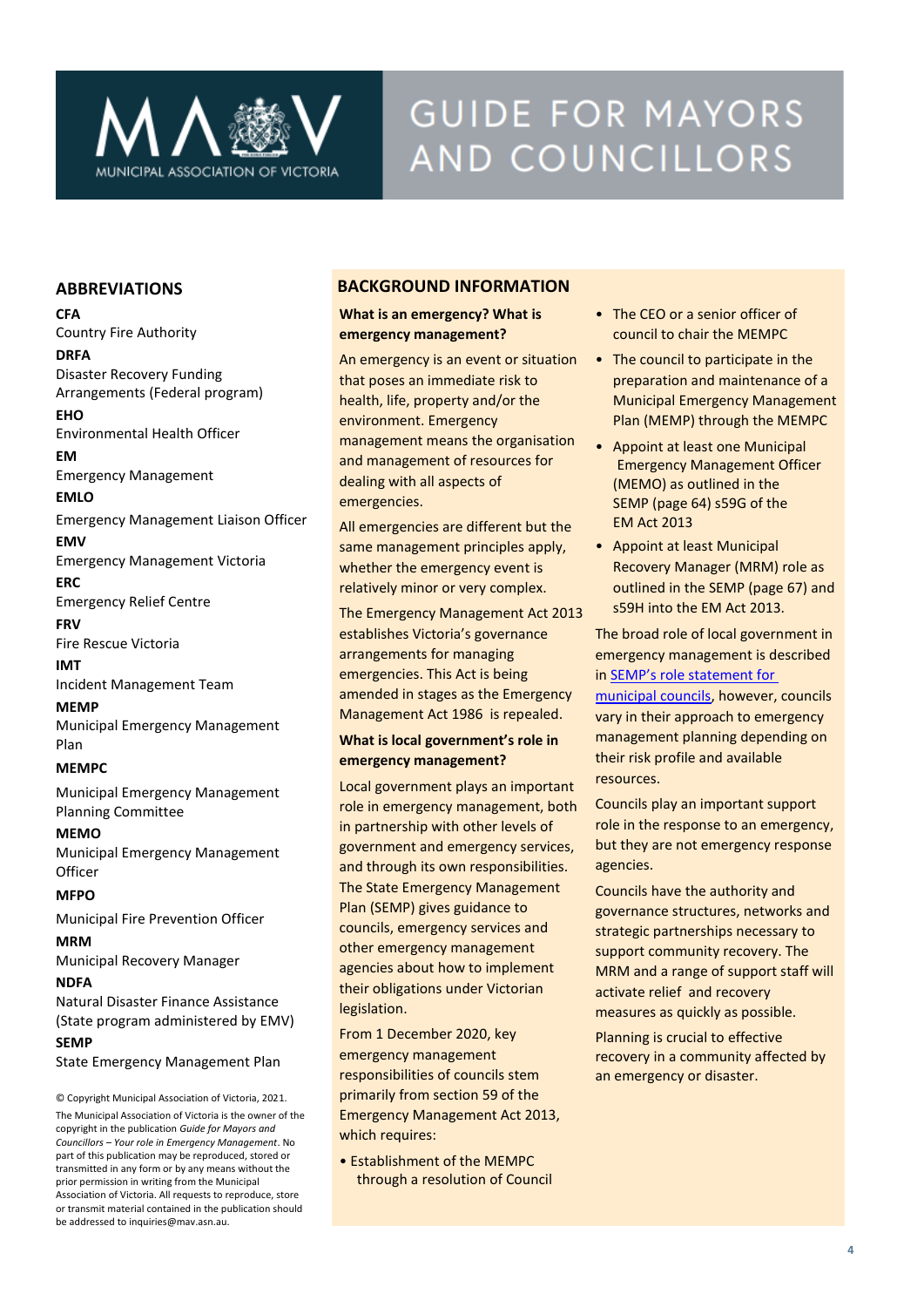# GUIDE FOR MAYORS AND COUNCILLORS

## ABBREVIATIONS

**CFA**
Country Fire Authority

**DRFA**
Disaster Recovery Funding Arrangements (Federal program)

**EHO**
Environmental Health Officer

**EM**
Emergency Management

**EMLO**
Emergency Management Liaison Officer

**EMV**
Emergency Management Victoria

**ERC**
Emergency Relief Centre

**FRV**
Fire Rescue Victoria

**IMT**
Incident Management Team

**MEMP**
Municipal Emergency Management Plan

**MEMPC**
Municipal Emergency Management Planning Committee

**MEMO**
Municipal Emergency Management Officer

**MFPO**
Municipal Fire Prevention Officer

**MRM**
Municipal Recovery Manager

**NDFA**
Natural Disaster Finance Assistance (State program administered by EMV)

**SEMP**
State Emergency Management Plan

© Copyright Municipal Association of Victoria, 2021.

The Municipal Association of Victoria is the owner of the copyright in the publication *Guide for Mayors and Councillors – Your role in Emergency Management*. No part of this publication may be reproduced, stored or transmitted in any form or by any means without the prior permission in writing from the Municipal Association of Victoria. All requests to reproduce, store or transmit material contained in the publication should be addressed to inquiries@mav.asn.au.

## BACKGROUND INFORMATION

### What is an emergency? What is emergency management?

An emergency is an event or situation that poses an immediate risk to health, life, property and/or the environment. Emergency management means the organisation and management of resources for dealing with all aspects of emergencies.

All emergencies are different but the same management principles apply, whether the emergency event is relatively minor or very complex.

The Emergency Management Act 2013 establishes Victoria's governance arrangements for managing emergencies. This Act is being amended in stages as the Emergency Management Act 1986 is repealed.

### What is local government's role in emergency management?

Local government plays an important role in emergency management, both in partnership with other levels of government and emergency services, and through its own responsibilities. The State Emergency Management Plan (SEMP) gives guidance to councils, emergency services and other emergency management agencies about how to implement their obligations under Victorian legislation.

From 1 December 2020, key emergency management responsibilities of councils stem primarily from section 59 of the Emergency Management Act 2013, which requires:

- Establishment of the MEMPC through a resolution of Council
- The CEO or a senior officer of council to chair the MEMPC
- The council to participate in the preparation and maintenance of a Municipal Emergency Management Plan (MEMP) through the MEMPC
- Appoint at least one Municipal Emergency Management Officer (MEMO) as outlined in the SEMP (page 64) s59G of the EM Act 2013
- Appoint at least Municipal Recovery Manager (MRM) role as outlined in the SEMP (page 67) and s59H into the EM Act 2013.

The broad role of local government in emergency management is described in [SEMP's role statement for municipal councils](), however, councils vary in their approach to emergency management planning depending on their risk profile and available resources.

Councils play an important support role in the response to an emergency, but they are not emergency response agencies.

Councils have the authority and governance structures, networks and strategic partnerships necessary to support community recovery. The MRM and a range of support staff will activate relief and recovery measures as quickly as possible.

Planning is crucial to effective recovery in a community affected by an emergency or disaster.